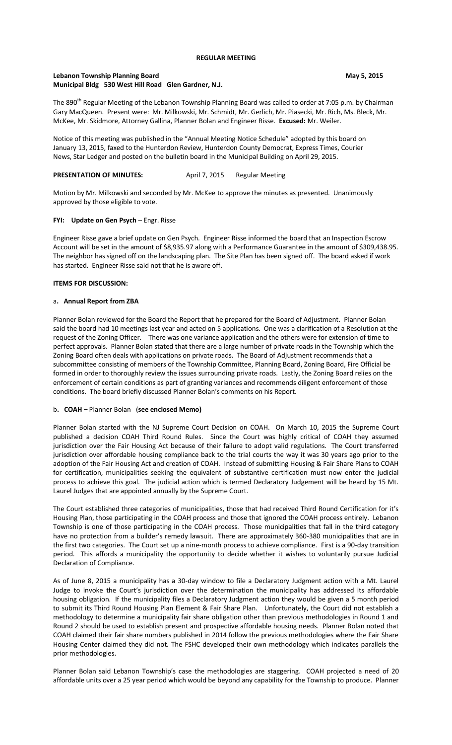# REGULAR MEETING

**Lebanon Township Planning Board** **May 5, 2015**
**Municipal Bldg 530 West Hill Road Glen Gardner, N.J.**

The 890th Regular Meeting of the Lebanon Township Planning Board was called to order at 7:05 p.m. by Chairman Gary MacQueen. Present were: Mr. Milkowski, Mr. Schmidt, Mr. Gerlich, Mr. Piasecki, Mr. Rich, Ms. Bleck, Mr. McKee, Mr. Skidmore, Attorney Gallina, Planner Bolan and Engineer Risse. **Excused:** Mr. Weiler.

Notice of this meeting was published in the "Annual Meeting Notice Schedule" adopted by this board on January 13, 2015, faxed to the Hunterdon Review, Hunterdon County Democrat, Express Times, Courier News, Star Ledger and posted on the bulletin board in the Municipal Building on April 29, 2015.

**PRESENTATION OF MINUTES:** April 7, 2015 Regular Meeting

Motion by Mr. Milkowski and seconded by Mr. McKee to approve the minutes as presented. Unanimously approved by those eligible to vote.

**FYI: Update on Gen Psych** – Engr. Risse

Engineer Risse gave a brief update on Gen Psych. Engineer Risse informed the board that an Inspection Escrow Account will be set in the amount of $8,935.97 along with a Performance Guarantee in the amount of $309,438.95. The neighbor has signed off on the landscaping plan. The Site Plan has been signed off. The board asked if work has started. Engineer Risse said not that he is aware off.

**ITEMS FOR DISCUSSION:**

a**. Annual Report from ZBA**

Planner Bolan reviewed for the Board the Report that he prepared for the Board of Adjustment. Planner Bolan said the board had 10 meetings last year and acted on 5 applications. One was a clarification of a Resolution at the request of the Zoning Officer. There was one variance application and the others were for extension of time to perfect approvals. Planner Bolan stated that there are a large number of private roads in the Township which the Zoning Board often deals with applications on private roads. The Board of Adjustment recommends that a subcommittee consisting of members of the Township Committee, Planning Board, Zoning Board, Fire Official be formed in order to thoroughly review the issues surrounding private roads. Lastly, the Zoning Board relies on the enforcement of certain conditions as part of granting variances and recommends diligent enforcement of those conditions. The board briefly discussed Planner Bolan's comments on his Report.

b**. COAH –** Planner Bolan (**see enclosed Memo)**

Planner Bolan started with the NJ Supreme Court Decision on COAH. On March 10, 2015 the Supreme Court published a decision COAH Third Round Rules. Since the Court was highly critical of COAH they assumed jurisdiction over the Fair Housing Act because of their failure to adopt valid regulations. The Court transferred jurisdiction over affordable housing compliance back to the trial courts the way it was 30 years ago prior to the adoption of the Fair Housing Act and creation of COAH. Instead of submitting Housing & Fair Share Plans to COAH for certification, municipalities seeking the equivalent of substantive certification must now enter the judicial process to achieve this goal. The judicial action which is termed Declaratory Judgement will be heard by 15 Mt. Laurel Judges that are appointed annually by the Supreme Court.

The Court established three categories of municipalities, those that had received Third Round Certification for it's Housing Plan, those participating in the COAH process and those that ignored the COAH process entirely. Lebanon Township is one of those participating in the COAH process. Those municipalities that fall in the third category have no protection from a builder's remedy lawsuit. There are approximately 360-380 municipalities that are in the first two categories. The Court set up a nine-month process to achieve compliance. First is a 90-day transition period. This affords a municipality the opportunity to decide whether it wishes to voluntarily pursue Judicial Declaration of Compliance.

As of June 8, 2015 a municipality has a 30-day window to file a Declaratory Judgment action with a Mt. Laurel Judge to invoke the Court's jurisdiction over the determination the municipality has addressed its affordable housing obligation. If the municipality files a Declaratory Judgment action they would be given a 5 month period to submit its Third Round Housing Plan Element & Fair Share Plan. Unfortunately, the Court did not establish a methodology to determine a municipality fair share obligation other than previous methodologies in Round 1 and Round 2 should be used to establish present and prospective affordable housing needs. Planner Bolan noted that COAH claimed their fair share numbers published in 2014 follow the previous methodologies where the Fair Share Housing Center claimed they did not. The FSHC developed their own methodology which indicates parallels the prior methodologies.

Planner Bolan said Lebanon Township's case the methodologies are staggering. COAH projected a need of 20 affordable units over a 25 year period which would be beyond any capability for the Township to produce. Planner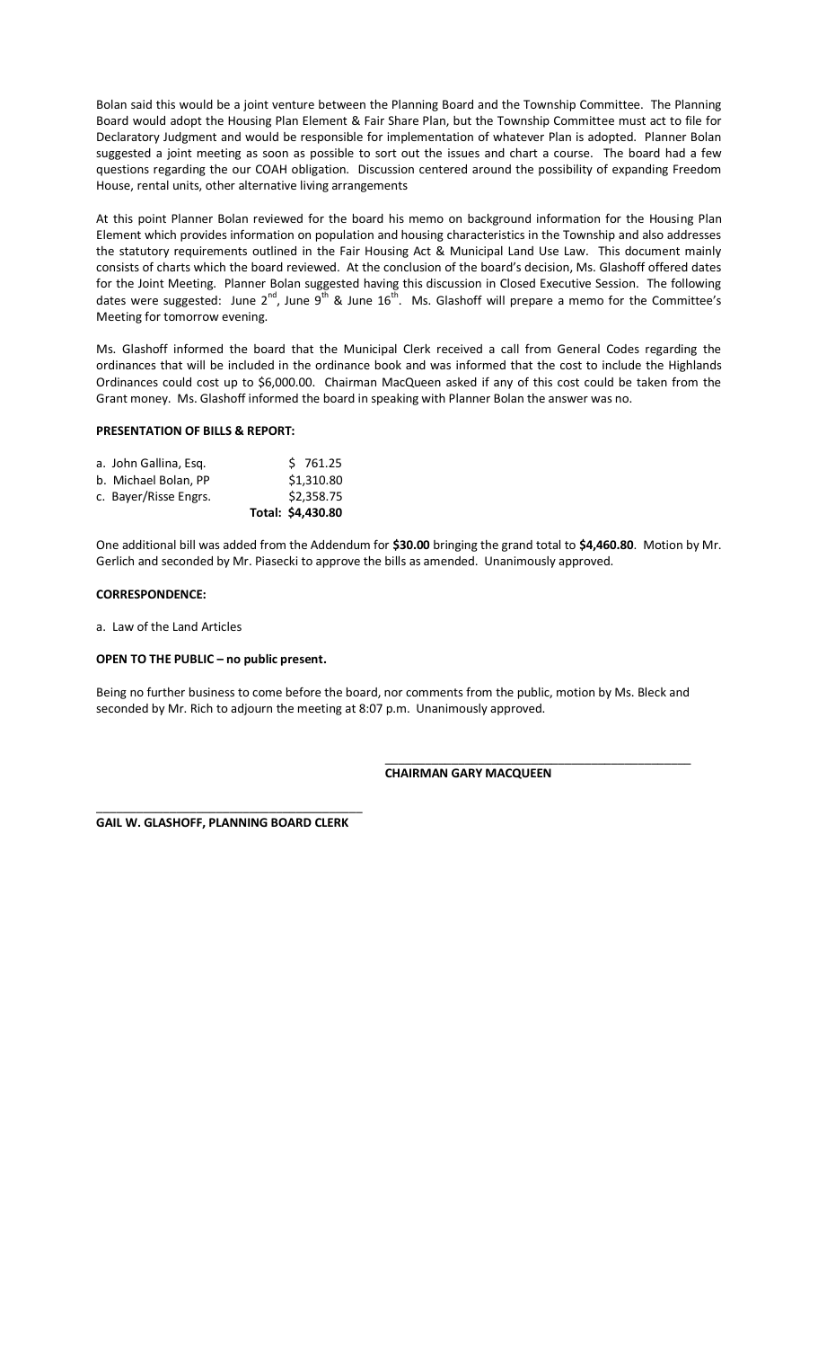Bolan said this would be a joint venture between the Planning Board and the Township Committee. The Planning Board would adopt the Housing Plan Element & Fair Share Plan, but the Township Committee must act to file for Declaratory Judgment and would be responsible for implementation of whatever Plan is adopted. Planner Bolan suggested a joint meeting as soon as possible to sort out the issues and chart a course. The board had a few questions regarding the our COAH obligation. Discussion centered around the possibility of expanding Freedom House, rental units, other alternative living arrangements

At this point Planner Bolan reviewed for the board his memo on background information for the Housing Plan Element which provides information on population and housing characteristics in the Township and also addresses the statutory requirements outlined in the Fair Housing Act & Municipal Land Use Law. This document mainly consists of charts which the board reviewed. At the conclusion of the board's decision, Ms. Glashoff offered dates for the Joint Meeting. Planner Bolan suggested having this discussion in Closed Executive Session. The following dates were suggested: June 2nd, June 9th & June 16th. Ms. Glashoff will prepare a memo for the Committee's Meeting for tomorrow evening.

Ms. Glashoff informed the board that the Municipal Clerk received a call from General Codes regarding the ordinances that will be included in the ordinance book and was informed that the cost to include the Highlands Ordinances could cost up to $6,000.00. Chairman MacQueen asked if any of this cost could be taken from the Grant money. Ms. Glashoff informed the board in speaking with Planner Bolan the answer was no.

**PRESENTATION OF BILLS & REPORT:**

| | |
|---|---|
| a. John Gallina, Esq. | $ 761.25 |
| b. Michael Bolan, PP | $1,310.80 |
| c. Bayer/Risse Engrs. | $2,358.75 |
| | **Total: $4,430.80** |

One additional bill was added from the Addendum for **$30.00** bringing the grand total to **$4,460.80**. Motion by Mr. Gerlich and seconded by Mr. Piasecki to approve the bills as amended. Unanimously approved.

**CORRESPONDENCE:**

a. Law of the Land Articles

**OPEN TO THE PUBLIC – no public present.**

Being no further business to come before the board, nor comments from the public, motion by Ms. Bleck and seconded by Mr. Rich to adjourn the meeting at 8:07 p.m. Unanimously approved.

\_\_\_\_\_\_\_\_\_\_\_\_\_\_\_\_\_\_\_\_\_\_\_\_\_\_\_\_\_\_\_\_\_\_\_\_\_\_\_\_\_\_\_\_
**CHAIRMAN GARY MACQUEEN**

\_\_\_\_\_\_\_\_\_\_\_\_\_\_\_\_\_\_\_\_\_\_\_\_\_\_\_\_\_\_\_\_\_\_\_\_\_\_\_\_\_\_\_\_
**GAIL W. GLASHOFF, PLANNING BOARD CLERK**